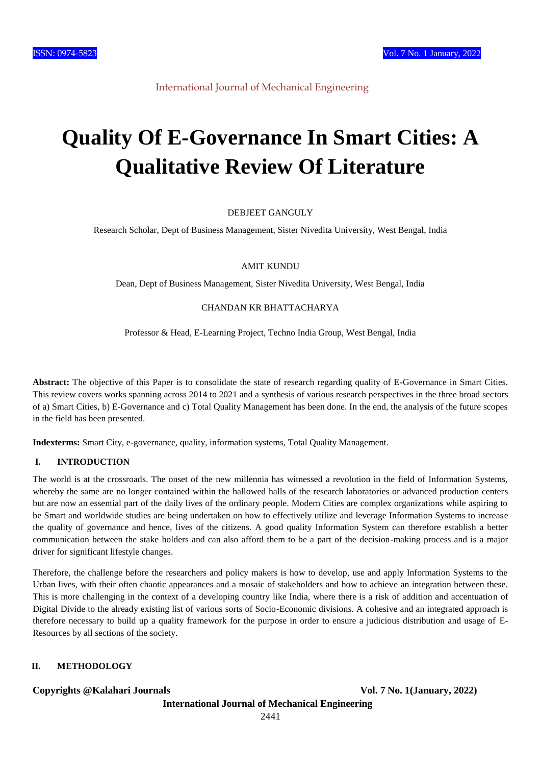# Quality Of E-Governance In Smart Cities: A Qualitative Review Of Literature

DEBJEET GANGULY

Research Scholar, Dept of Business Management, Sister Nivedita University, West Bengal, India

AMIT KUNDU

Dean, Dept of Business Management, Sister Nivedita University, West Bengal, India

CHANDAN KR BHATTACHARYA

Professor & Head, E-Learning Project, Techno India Group, West Bengal, India

**Abstract:** The objective of this Paper is to consolidate the state of research regarding quality of E-Governance in Smart Cities. This review covers works spanning across 2014 to 2021 and a synthesis of various research perspectives in the three broad sectors of a) Smart Cities, b) E-Governance and c) Total Quality Management has been done. In the end, the analysis of the future scopes in the field has been presented.

**Indexterms:** Smart City, e-governance, quality, information systems, Total Quality Management.

## I. INTRODUCTION

The world is at the crossroads. The onset of the new millennia has witnessed a revolution in the field of Information Systems, whereby the same are no longer contained within the hallowed halls of the research laboratories or advanced production centers but are now an essential part of the daily lives of the ordinary people. Modern Cities are complex organizations while aspiring to be Smart and worldwide studies are being undertaken on how to effectively utilize and leverage Information Systems to increase the quality of governance and hence, lives of the citizens. A good quality Information System can therefore establish a better communication between the stake holders and can also afford them to be a part of the decision-making process and is a major driver for significant lifestyle changes.

Therefore, the challenge before the researchers and policy makers is how to develop, use and apply Information Systems to the Urban lives, with their often chaotic appearances and a mosaic of stakeholders and how to achieve an integration between these. This is more challenging in the context of a developing country like India, where there is a risk of addition and accentuation of Digital Divide to the already existing list of various sorts of Socio-Economic divisions. A cohesive and an integrated approach is therefore necessary to build up a quality framework for the purpose in order to ensure a judicious distribution and usage of E-Resources by all sections of the society.

## II. METHODOLOGY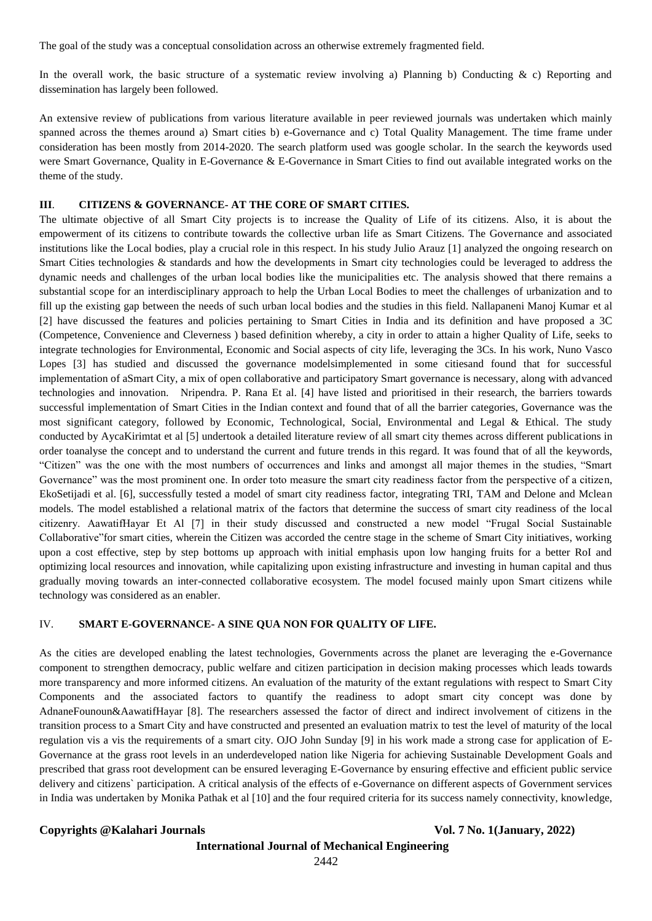The goal of the study was a conceptual consolidation across an otherwise extremely fragmented field.

In the overall work, the basic structure of a systematic review involving a) Planning b) Conducting & c) Reporting and dissemination has largely been followed.

An extensive review of publications from various literature available in peer reviewed journals was undertaken which mainly spanned across the themes around a) Smart cities b) e-Governance and c) Total Quality Management. The time frame under consideration has been mostly from 2014-2020. The search platform used was google scholar. In the search the keywords used were Smart Governance, Quality in E-Governance & E-Governance in Smart Cities to find out available integrated works on the theme of the study.

## III. CITIZENS & GOVERNANCE- AT THE CORE OF SMART CITIES.

The ultimate objective of all Smart City projects is to increase the Quality of Life of its citizens. Also, it is about the empowerment of its citizens to contribute towards the collective urban life as Smart Citizens. The Governance and associated institutions like the Local bodies, play a crucial role in this respect. In his study Julio Arauz [1] analyzed the ongoing research on Smart Cities technologies & standards and how the developments in Smart city technologies could be leveraged to address the dynamic needs and challenges of the urban local bodies like the municipalities etc. The analysis showed that there remains a substantial scope for an interdisciplinary approach to help the Urban Local Bodies to meet the challenges of urbanization and to fill up the existing gap between the needs of such urban local bodies and the studies in this field. Nallapaneni Manoj Kumar et al [2] have discussed the features and policies pertaining to Smart Cities in India and its definition and have proposed a 3C (Competence, Convenience and Cleverness ) based definition whereby, a city in order to attain a higher Quality of Life, seeks to integrate technologies for Environmental, Economic and Social aspects of city life, leveraging the 3Cs. In his work, Nuno Vasco Lopes [3] has studied and discussed the governance modelsimplemented in some citiesand found that for successful implementation of aSmart City, a mix of open collaborative and participatory Smart governance is necessary, along with advanced technologies and innovation. Nripendra. P. Rana Et al. [4] have listed and prioritised in their research, the barriers towards successful implementation of Smart Cities in the Indian context and found that of all the barrier categories, Governance was the most significant category, followed by Economic, Technological, Social, Environmental and Legal & Ethical. The study conducted by AycaKirimtat et al [5] undertook a detailed literature review of all smart city themes across different publications in order toanalyse the concept and to understand the current and future trends in this regard. It was found that of all the keywords, "Citizen" was the one with the most numbers of occurrences and links and amongst all major themes in the studies, "Smart Governance" was the most prominent one. In order toto measure the smart city readiness factor from the perspective of a citizen, EkoSetijadi et al. [6], successfully tested a model of smart city readiness factor, integrating TRI, TAM and Delone and Mclean models. The model established a relational matrix of the factors that determine the success of smart city readiness of the local citizenry. AawatifHayar Et Al [7] in their study discussed and constructed a new model "Frugal Social Sustainable Collaborative"for smart cities, wherein the Citizen was accorded the centre stage in the scheme of Smart City initiatives, working upon a cost effective, step by step bottoms up approach with initial emphasis upon low hanging fruits for a better RoI and optimizing local resources and innovation, while capitalizing upon existing infrastructure and investing in human capital and thus gradually moving towards an inter-connected collaborative ecosystem. The model focused mainly upon Smart citizens while technology was considered as an enabler.

## IV. SMART E-GOVERNANCE- A SINE QUA NON FOR QUALITY OF LIFE.

As the cities are developed enabling the latest technologies, Governments across the planet are leveraging the e-Governance component to strengthen democracy, public welfare and citizen participation in decision making processes which leads towards more transparency and more informed citizens. An evaluation of the maturity of the extant regulations with respect to Smart City Components and the associated factors to quantify the readiness to adopt smart city concept was done by AdnaneFounoun&AawatifHayar [8]. The researchers assessed the factor of direct and indirect involvement of citizens in the transition process to a Smart City and have constructed and presented an evaluation matrix to test the level of maturity of the local regulation vis a vis the requirements of a smart city. OJO John Sunday [9] in his work made a strong case for application of E-Governance at the grass root levels in an underdeveloped nation like Nigeria for achieving Sustainable Development Goals and prescribed that grass root development can be ensured leveraging E-Governance by ensuring effective and efficient public service delivery and citizens` participation. A critical analysis of the effects of e-Governance on different aspects of Government services in India was undertaken by Monika Pathak et al [10] and the four required criteria for its success namely connectivity, knowledge,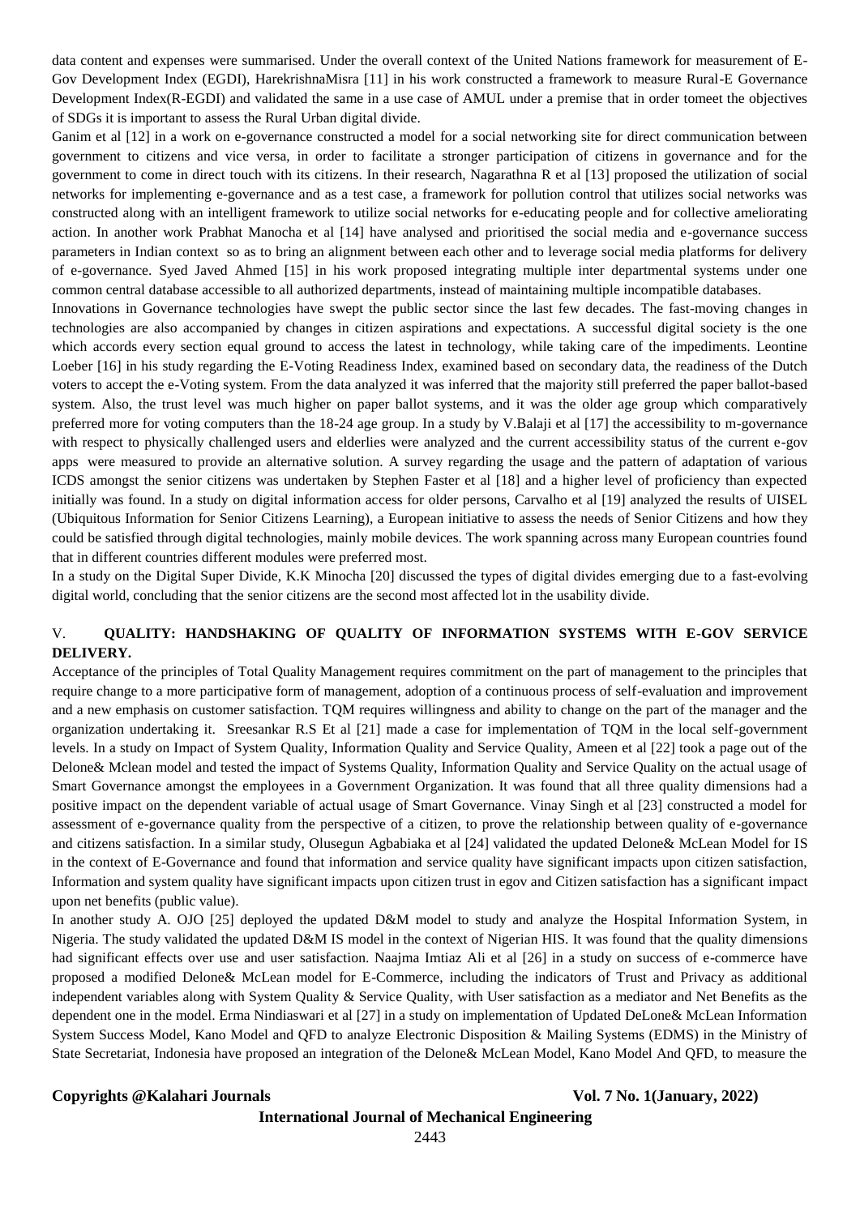data content and expenses were summarised. Under the overall context of the United Nations framework for measurement of E-Gov Development Index (EGDI), HarekrishnaMisra [11] in his work constructed a framework to measure Rural-E Governance Development Index(R-EGDI) and validated the same in a use case of AMUL under a premise that in order tomeet the objectives of SDGs it is important to assess the Rural Urban digital divide.

Ganim et al [12] in a work on e-governance constructed a model for a social networking site for direct communication between government to citizens and vice versa, in order to facilitate a stronger participation of citizens in governance and for the government to come in direct touch with its citizens. In their research, Nagarathna R et al [13] proposed the utilization of social networks for implementing e-governance and as a test case, a framework for pollution control that utilizes social networks was constructed along with an intelligent framework to utilize social networks for e-educating people and for collective ameliorating action. In another work Prabhat Manocha et al [14] have analysed and prioritised the social media and e-governance success parameters in Indian context so as to bring an alignment between each other and to leverage social media platforms for delivery of e-governance. Syed Javed Ahmed [15] in his work proposed integrating multiple inter departmental systems under one common central database accessible to all authorized departments, instead of maintaining multiple incompatible databases.

Innovations in Governance technologies have swept the public sector since the last few decades. The fast-moving changes in technologies are also accompanied by changes in citizen aspirations and expectations. A successful digital society is the one which accords every section equal ground to access the latest in technology, while taking care of the impediments. Leontine Loeber [16] in his study regarding the E-Voting Readiness Index, examined based on secondary data, the readiness of the Dutch voters to accept the e-Voting system. From the data analyzed it was inferred that the majority still preferred the paper ballot-based system. Also, the trust level was much higher on paper ballot systems, and it was the older age group which comparatively preferred more for voting computers than the 18-24 age group. In a study by V.Balaji et al [17] the accessibility to m-governance with respect to physically challenged users and elderlies were analyzed and the current accessibility status of the current e-gov apps were measured to provide an alternative solution. A survey regarding the usage and the pattern of adaptation of various ICDS amongst the senior citizens was undertaken by Stephen Faster et al [18] and a higher level of proficiency than expected initially was found. In a study on digital information access for older persons, Carvalho et al [19] analyzed the results of UISEL (Ubiquitous Information for Senior Citizens Learning), a European initiative to assess the needs of Senior Citizens and how they could be satisfied through digital technologies, mainly mobile devices. The work spanning across many European countries found that in different countries different modules were preferred most.

In a study on the Digital Super Divide, K.K Minocha [20] discussed the types of digital divides emerging due to a fast-evolving digital world, concluding that the senior citizens are the second most affected lot in the usability divide.

## V. QUALITY: HANDSHAKING OF QUALITY OF INFORMATION SYSTEMS WITH E-GOV SERVICE DELIVERY.

Acceptance of the principles of Total Quality Management requires commitment on the part of management to the principles that require change to a more participative form of management, adoption of a continuous process of self-evaluation and improvement and a new emphasis on customer satisfaction. TQM requires willingness and ability to change on the part of the manager and the organization undertaking it. Sreesankar R.S Et al [21] made a case for implementation of TQM in the local self-government levels. In a study on Impact of System Quality, Information Quality and Service Quality, Ameen et al [22] took a page out of the Delone& Mclean model and tested the impact of Systems Quality, Information Quality and Service Quality on the actual usage of Smart Governance amongst the employees in a Government Organization. It was found that all three quality dimensions had a positive impact on the dependent variable of actual usage of Smart Governance. Vinay Singh et al [23] constructed a model for assessment of e-governance quality from the perspective of a citizen, to prove the relationship between quality of e-governance and citizens satisfaction. In a similar study, Olusegun Agbabiaka et al [24] validated the updated Delone& McLean Model for IS in the context of E-Governance and found that information and service quality have significant impacts upon citizen satisfaction, Information and system quality have significant impacts upon citizen trust in egov and Citizen satisfaction has a significant impact upon net benefits (public value).

In another study A. OJO [25] deployed the updated D&M model to study and analyze the Hospital Information System, in Nigeria. The study validated the updated D&M IS model in the context of Nigerian HIS. It was found that the quality dimensions had significant effects over use and user satisfaction. Naajma Imtiaz Ali et al [26] in a study on success of e-commerce have proposed a modified Delone& McLean model for E-Commerce, including the indicators of Trust and Privacy as additional independent variables along with System Quality & Service Quality, with User satisfaction as a mediator and Net Benefits as the dependent one in the model. Erma Nindiaswari et al [27] in a study on implementation of Updated DeLone& McLean Information System Success Model, Kano Model and QFD to analyze Electronic Disposition & Mailing Systems (EDMS) in the Ministry of State Secretariat, Indonesia have proposed an integration of the Delone& McLean Model, Kano Model And QFD, to measure the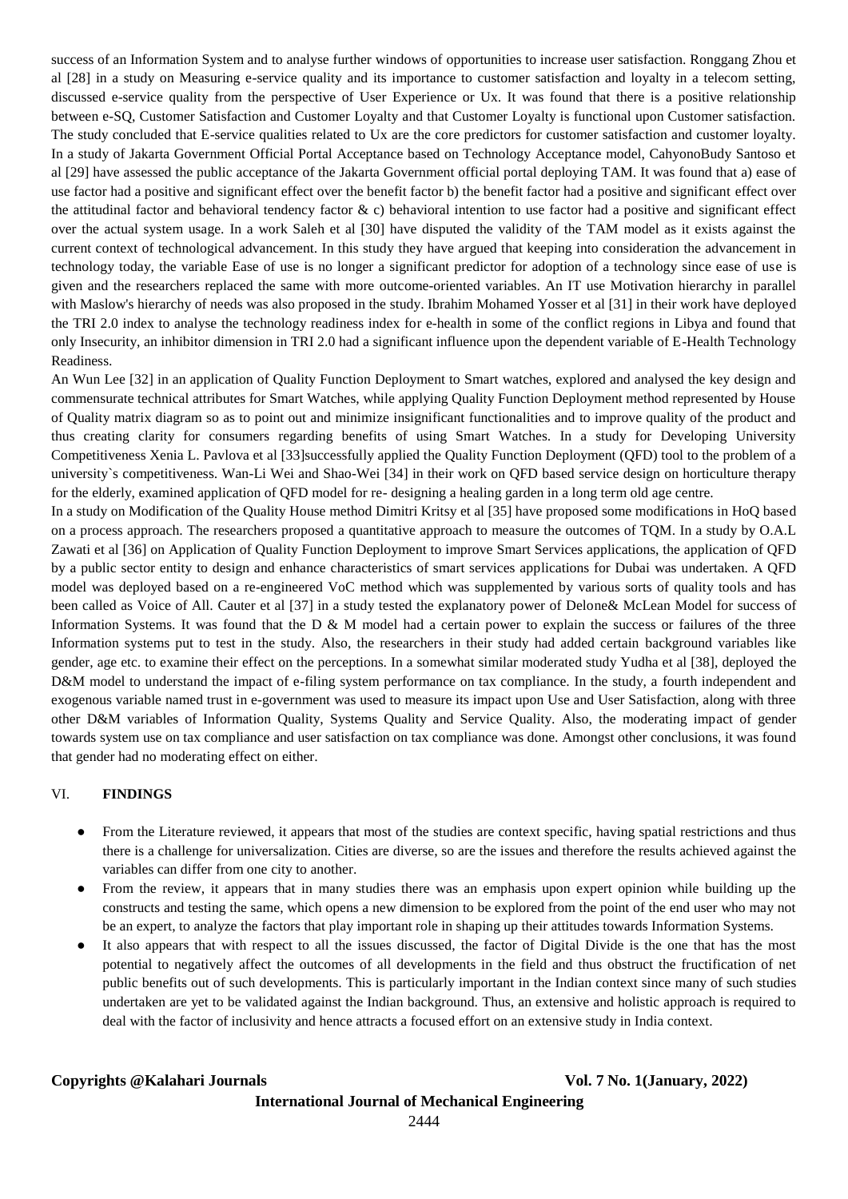success of an Information System and to analyse further windows of opportunities to increase user satisfaction. Ronggang Zhou et al [28] in a study on Measuring e-service quality and its importance to customer satisfaction and loyalty in a telecom setting, discussed e-service quality from the perspective of User Experience or Ux. It was found that there is a positive relationship between e-SQ, Customer Satisfaction and Customer Loyalty and that Customer Loyalty is functional upon Customer satisfaction. The study concluded that E-service qualities related to Ux are the core predictors for customer satisfaction and customer loyalty. In a study of Jakarta Government Official Portal Acceptance based on Technology Acceptance model, CahyonoBudy Santoso et al [29] have assessed the public acceptance of the Jakarta Government official portal deploying TAM. It was found that a) ease of use factor had a positive and significant effect over the benefit factor b) the benefit factor had a positive and significant effect over the attitudinal factor and behavioral tendency factor & c) behavioral intention to use factor had a positive and significant effect over the actual system usage. In a work Saleh et al [30] have disputed the validity of the TAM model as it exists against the current context of technological advancement. In this study they have argued that keeping into consideration the advancement in technology today, the variable Ease of use is no longer a significant predictor for adoption of a technology since ease of use is given and the researchers replaced the same with more outcome-oriented variables. An IT use Motivation hierarchy in parallel with Maslow's hierarchy of needs was also proposed in the study. Ibrahim Mohamed Yosser et al [31] in their work have deployed the TRI 2.0 index to analyse the technology readiness index for e-health in some of the conflict regions in Libya and found that only Insecurity, an inhibitor dimension in TRI 2.0 had a significant influence upon the dependent variable of E-Health Technology Readiness.

An Wun Lee [32] in an application of Quality Function Deployment to Smart watches, explored and analysed the key design and commensurate technical attributes for Smart Watches, while applying Quality Function Deployment method represented by House of Quality matrix diagram so as to point out and minimize insignificant functionalities and to improve quality of the product and thus creating clarity for consumers regarding benefits of using Smart Watches. In a study for Developing University Competitiveness Xenia L. Pavlova et al [33]successfully applied the Quality Function Deployment (QFD) tool to the problem of a university`s competitiveness. Wan-Li Wei and Shao-Wei [34] in their work on QFD based service design on horticulture therapy for the elderly, examined application of QFD model for re- designing a healing garden in a long term old age centre.

In a study on Modification of the Quality House method Dimitri Kritsy et al [35] have proposed some modifications in HoQ based on a process approach. The researchers proposed a quantitative approach to measure the outcomes of TQM. In a study by O.A.L Zawati et al [36] on Application of Quality Function Deployment to improve Smart Services applications, the application of QFD by a public sector entity to design and enhance characteristics of smart services applications for Dubai was undertaken. A QFD model was deployed based on a re-engineered VoC method which was supplemented by various sorts of quality tools and has been called as Voice of All. Cauter et al [37] in a study tested the explanatory power of Delone& McLean Model for success of Information Systems. It was found that the D & M model had a certain power to explain the success or failures of the three Information systems put to test in the study. Also, the researchers in their study had added certain background variables like gender, age etc. to examine their effect on the perceptions. In a somewhat similar moderated study Yudha et al [38], deployed the D&M model to understand the impact of e-filing system performance on tax compliance. In the study, a fourth independent and exogenous variable named trust in e-government was used to measure its impact upon Use and User Satisfaction, along with three other D&M variables of Information Quality, Systems Quality and Service Quality. Also, the moderating impact of gender towards system use on tax compliance and user satisfaction on tax compliance was done. Amongst other conclusions, it was found that gender had no moderating effect on either.

## VI. FINDINGS

- From the Literature reviewed, it appears that most of the studies are context specific, having spatial restrictions and thus there is a challenge for universalization. Cities are diverse, so are the issues and therefore the results achieved against the variables can differ from one city to another.
- From the review, it appears that in many studies there was an emphasis upon expert opinion while building up the constructs and testing the same, which opens a new dimension to be explored from the point of the end user who may not be an expert, to analyze the factors that play important role in shaping up their attitudes towards Information Systems.
- It also appears that with respect to all the issues discussed, the factor of Digital Divide is the one that has the most potential to negatively affect the outcomes of all developments in the field and thus obstruct the fructification of net public benefits out of such developments. This is particularly important in the Indian context since many of such studies undertaken are yet to be validated against the Indian background. Thus, an extensive and holistic approach is required to deal with the factor of inclusivity and hence attracts a focused effort on an extensive study in India context.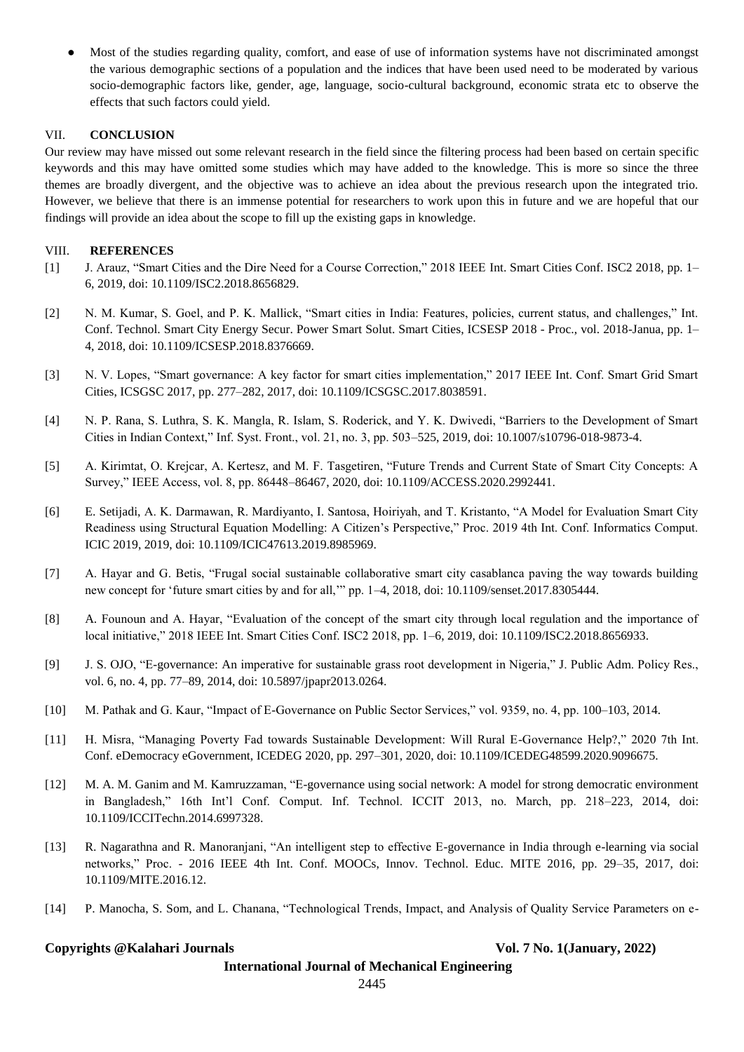- Most of the studies regarding quality, comfort, and ease of use of information systems have not discriminated amongst the various demographic sections of a population and the indices that have been used need to be moderated by various socio-demographic factors like, gender, age, language, socio-cultural background, economic strata etc to observe the effects that such factors could yield.

## VII. CONCLUSION

Our review may have missed out some relevant research in the field since the filtering process had been based on certain specific keywords and this may have omitted some studies which may have added to the knowledge. This is more so since the three themes are broadly divergent, and the objective was to achieve an idea about the previous research upon the integrated trio. However, we believe that there is an immense potential for researchers to work upon this in future and we are hopeful that our findings will provide an idea about the scope to fill up the existing gaps in knowledge.

## VIII. REFERENCES

[1] J. Arauz, "Smart Cities and the Dire Need for a Course Correction," 2018 IEEE Int. Smart Cities Conf. ISC2 2018, pp. 1–6, 2019, doi: 10.1109/ISC2.2018.8656829.

[2] N. M. Kumar, S. Goel, and P. K. Mallick, "Smart cities in India: Features, policies, current status, and challenges," Int. Conf. Technol. Smart City Energy Secur. Power Smart Solut. Smart Cities, ICSESP 2018 - Proc., vol. 2018-Janua, pp. 1–4, 2018, doi: 10.1109/ICSESP.2018.8376669.

[3] N. V. Lopes, "Smart governance: A key factor for smart cities implementation," 2017 IEEE Int. Conf. Smart Grid Smart Cities, ICSGSC 2017, pp. 277–282, 2017, doi: 10.1109/ICSGSC.2017.8038591.

[4] N. P. Rana, S. Luthra, S. K. Mangla, R. Islam, S. Roderick, and Y. K. Dwivedi, "Barriers to the Development of Smart Cities in Indian Context," Inf. Syst. Front., vol. 21, no. 3, pp. 503–525, 2019, doi: 10.1007/s10796-018-9873-4.

[5] A. Kirimtat, O. Krejcar, A. Kertesz, and M. F. Tasgetiren, "Future Trends and Current State of Smart City Concepts: A Survey," IEEE Access, vol. 8, pp. 86448–86467, 2020, doi: 10.1109/ACCESS.2020.2992441.

[6] E. Setijadi, A. K. Darmawan, R. Mardiyanto, I. Santosa, Hoiriyah, and T. Kristanto, "A Model for Evaluation Smart City Readiness using Structural Equation Modelling: A Citizen's Perspective," Proc. 2019 4th Int. Conf. Informatics Comput. ICIC 2019, 2019, doi: 10.1109/ICIC47613.2019.8985969.

[7] A. Hayar and G. Betis, "Frugal social sustainable collaborative smart city casablanca paving the way towards building new concept for 'future smart cities by and for all,'" pp. 1–4, 2018, doi: 10.1109/senset.2017.8305444.

[8] A. Founoun and A. Hayar, "Evaluation of the concept of the smart city through local regulation and the importance of local initiative," 2018 IEEE Int. Smart Cities Conf. ISC2 2018, pp. 1–6, 2019, doi: 10.1109/ISC2.2018.8656933.

[9] J. S. OJO, "E-governance: An imperative for sustainable grass root development in Nigeria," J. Public Adm. Policy Res., vol. 6, no. 4, pp. 77–89, 2014, doi: 10.5897/jpapr2013.0264.

[10] M. Pathak and G. Kaur, "Impact of E-Governance on Public Sector Services," vol. 9359, no. 4, pp. 100–103, 2014.

[11] H. Misra, "Managing Poverty Fad towards Sustainable Development: Will Rural E-Governance Help?," 2020 7th Int. Conf. eDemocracy eGovernment, ICEDEG 2020, pp. 297–301, 2020, doi: 10.1109/ICEDEG48599.2020.9096675.

[12] M. A. M. Ganim and M. Kamruzzaman, "E-governance using social network: A model for strong democratic environment in Bangladesh," 16th Int'l Conf. Comput. Inf. Technol. ICCIT 2013, no. March, pp. 218–223, 2014, doi: 10.1109/ICCITechn.2014.6997328.

[13] R. Nagarathna and R. Manoranjani, "An intelligent step to effective E-governance in India through e-learning via social networks," Proc. - 2016 IEEE 4th Int. Conf. MOOCs, Innov. Technol. Educ. MITE 2016, pp. 29–35, 2017, doi: 10.1109/MITE.2016.12.

[14] P. Manocha, S. Som, and L. Chanana, "Technological Trends, Impact, and Analysis of Quality Service Parameters on e-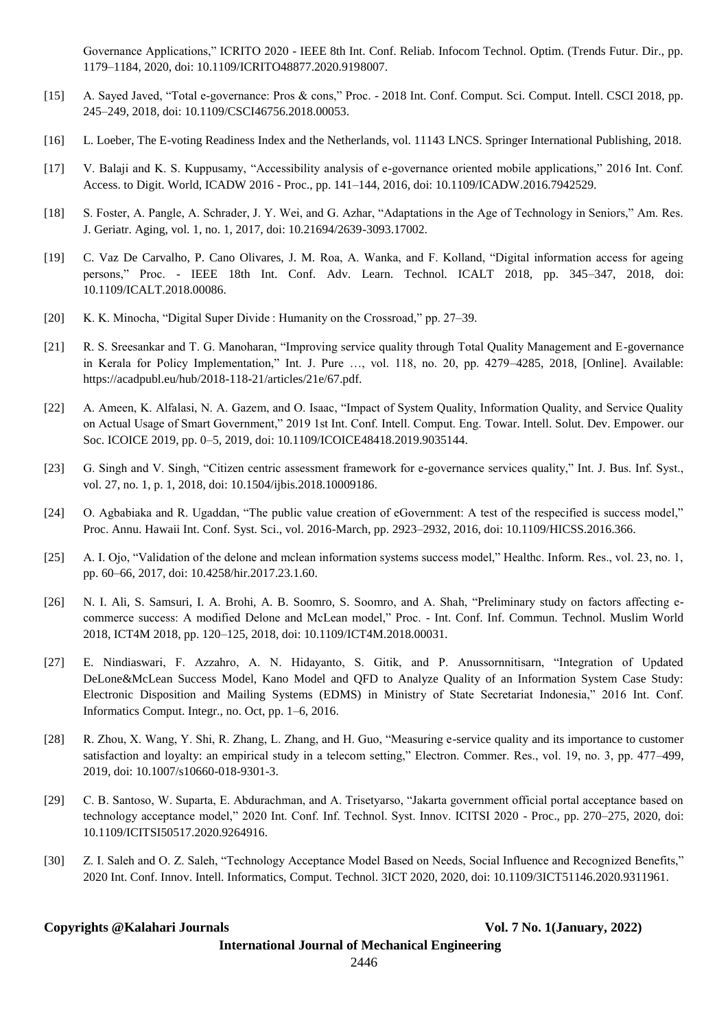Governance Applications," ICRITO 2020 - IEEE 8th Int. Conf. Reliab. Infocom Technol. Optim. (Trends Futur. Dir., pp. 1179–1184, 2020, doi: 10.1109/ICRITO48877.2020.9198007.

[15] A. Sayed Javed, "Total e-governance: Pros & cons," Proc. - 2018 Int. Conf. Comput. Sci. Comput. Intell. CSCI 2018, pp. 245–249, 2018, doi: 10.1109/CSCI46756.2018.00053.

[16] L. Loeber, The E-voting Readiness Index and the Netherlands, vol. 11143 LNCS. Springer International Publishing, 2018.

[17] V. Balaji and K. S. Kuppusamy, "Accessibility analysis of e-governance oriented mobile applications," 2016 Int. Conf. Access. to Digit. World, ICADW 2016 - Proc., pp. 141–144, 2016, doi: 10.1109/ICADW.2016.7942529.

[18] S. Foster, A. Pangle, A. Schrader, J. Y. Wei, and G. Azhar, "Adaptations in the Age of Technology in Seniors," Am. Res. J. Geriatr. Aging, vol. 1, no. 1, 2017, doi: 10.21694/2639-3093.17002.

[19] C. Vaz De Carvalho, P. Cano Olivares, J. M. Roa, A. Wanka, and F. Kolland, "Digital information access for ageing persons," Proc. - IEEE 18th Int. Conf. Adv. Learn. Technol. ICALT 2018, pp. 345–347, 2018, doi: 10.1109/ICALT.2018.00086.

[20] K. K. Minocha, "Digital Super Divide : Humanity on the Crossroad," pp. 27–39.

[21] R. S. Sreesankar and T. G. Manoharan, "Improving service quality through Total Quality Management and E-governance in Kerala for Policy Implementation," Int. J. Pure …, vol. 118, no. 20, pp. 4279–4285, 2018, [Online]. Available: https://acadpubl.eu/hub/2018-118-21/articles/21e/67.pdf.

[22] A. Ameen, K. Alfalasi, N. A. Gazem, and O. Isaac, "Impact of System Quality, Information Quality, and Service Quality on Actual Usage of Smart Government," 2019 1st Int. Conf. Intell. Comput. Eng. Towar. Intell. Solut. Dev. Empower. our Soc. ICOICE 2019, pp. 0–5, 2019, doi: 10.1109/ICOICE48418.2019.9035144.

[23] G. Singh and V. Singh, "Citizen centric assessment framework for e-governance services quality," Int. J. Bus. Inf. Syst., vol. 27, no. 1, p. 1, 2018, doi: 10.1504/ijbis.2018.10009186.

[24] O. Agbabiaka and R. Ugaddan, "The public value creation of eGovernment: A test of the respecified is success model," Proc. Annu. Hawaii Int. Conf. Syst. Sci., vol. 2016-March, pp. 2923–2932, 2016, doi: 10.1109/HICSS.2016.366.

[25] A. I. Ojo, "Validation of the delone and mclean information systems success model," Healthc. Inform. Res., vol. 23, no. 1, pp. 60–66, 2017, doi: 10.4258/hir.2017.23.1.60.

[26] N. I. Ali, S. Samsuri, I. A. Brohi, A. B. Soomro, S. Soomro, and A. Shah, "Preliminary study on factors affecting e-commerce success: A modified Delone and McLean model," Proc. - Int. Conf. Inf. Commun. Technol. Muslim World 2018, ICT4M 2018, pp. 120–125, 2018, doi: 10.1109/ICT4M.2018.00031.

[27] E. Nindiaswari, F. Azzahro, A. N. Hidayanto, S. Gitik, and P. Anussornnitisarn, "Integration of Updated DeLone&McLean Success Model, Kano Model and QFD to Analyze Quality of an Information System Case Study: Electronic Disposition and Mailing Systems (EDMS) in Ministry of State Secretariat Indonesia," 2016 Int. Conf. Informatics Comput. Integr., no. Oct, pp. 1–6, 2016.

[28] R. Zhou, X. Wang, Y. Shi, R. Zhang, L. Zhang, and H. Guo, "Measuring e-service quality and its importance to customer satisfaction and loyalty: an empirical study in a telecom setting," Electron. Commer. Res., vol. 19, no. 3, pp. 477–499, 2019, doi: 10.1007/s10660-018-9301-3.

[29] C. B. Santoso, W. Suparta, E. Abdurachman, and A. Trisetyarso, "Jakarta government official portal acceptance based on technology acceptance model," 2020 Int. Conf. Inf. Technol. Syst. Innov. ICITSI 2020 - Proc., pp. 270–275, 2020, doi: 10.1109/ICITSI50517.2020.9264916.

[30] Z. I. Saleh and O. Z. Saleh, "Technology Acceptance Model Based on Needs, Social Influence and Recognized Benefits," 2020 Int. Conf. Innov. Intell. Informatics, Comput. Technol. 3ICT 2020, 2020, doi: 10.1109/3ICT51146.2020.9311961.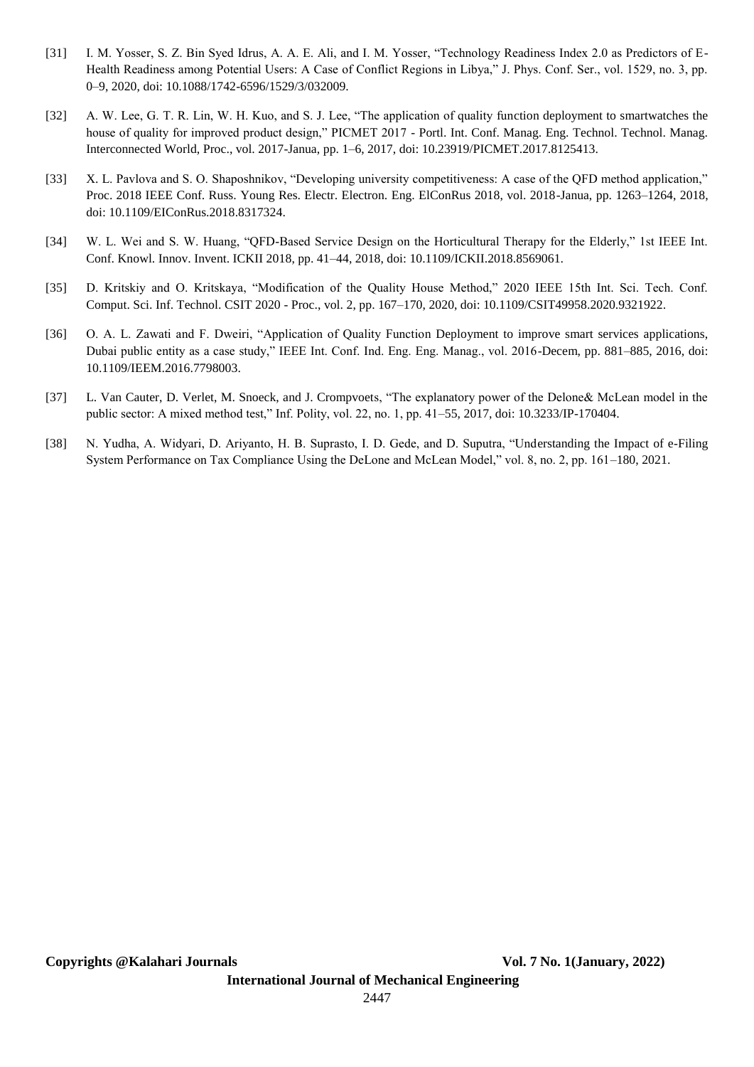[31] I. M. Yosser, S. Z. Bin Syed Idrus, A. A. E. Ali, and I. M. Yosser, "Technology Readiness Index 2.0 as Predictors of E-Health Readiness among Potential Users: A Case of Conflict Regions in Libya," J. Phys. Conf. Ser., vol. 1529, no. 3, pp. 0–9, 2020, doi: 10.1088/1742-6596/1529/3/032009.

[32] A. W. Lee, G. T. R. Lin, W. H. Kuo, and S. J. Lee, "The application of quality function deployment to smartwatches the house of quality for improved product design," PICMET 2017 - Portl. Int. Conf. Manag. Eng. Technol. Technol. Manag. Interconnected World, Proc., vol. 2017-Janua, pp. 1–6, 2017, doi: 10.23919/PICMET.2017.8125413.

[33] X. L. Pavlova and S. O. Shaposhnikov, "Developing university competitiveness: A case of the QFD method application," Proc. 2018 IEEE Conf. Russ. Young Res. Electr. Electron. Eng. ElConRus 2018, vol. 2018-Janua, pp. 1263–1264, 2018, doi: 10.1109/EIConRus.2018.8317324.

[34] W. L. Wei and S. W. Huang, "QFD-Based Service Design on the Horticultural Therapy for the Elderly," 1st IEEE Int. Conf. Knowl. Innov. Invent. ICKII 2018, pp. 41–44, 2018, doi: 10.1109/ICKII.2018.8569061.

[35] D. Kritskiy and O. Kritskaya, "Modification of the Quality House Method," 2020 IEEE 15th Int. Sci. Tech. Conf. Comput. Sci. Inf. Technol. CSIT 2020 - Proc., vol. 2, pp. 167–170, 2020, doi: 10.1109/CSIT49958.2020.9321922.

[36] O. A. L. Zawati and F. Dweiri, "Application of Quality Function Deployment to improve smart services applications, Dubai public entity as a case study," IEEE Int. Conf. Ind. Eng. Eng. Manag., vol. 2016-Decem, pp. 881–885, 2016, doi: 10.1109/IEEM.2016.7798003.

[37] L. Van Cauter, D. Verlet, M. Snoeck, and J. Crompvoets, "The explanatory power of the Delone& McLean model in the public sector: A mixed method test," Inf. Polity, vol. 22, no. 1, pp. 41–55, 2017, doi: 10.3233/IP-170404.

[38] N. Yudha, A. Widyari, D. Ariyanto, H. B. Suprasto, I. D. Gede, and D. Suputra, "Understanding the Impact of e-Filing System Performance on Tax Compliance Using the DeLone and McLean Model," vol. 8, no. 2, pp. 161–180, 2021.